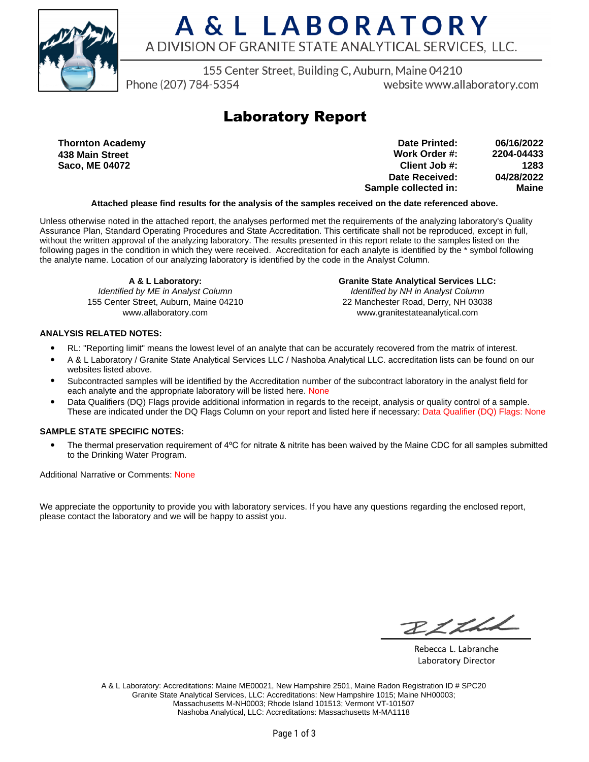# A & L LABORATORY

A DIVISION OF GRANITE STATE ANALYTICAL SERVICES, LLC.

155 Center Street, Building C, Auburn, Maine 04210
Phone (207) 784-5354 website www.allaboratory.com

## Laboratory Report

**Thornton Academy**
**438 Main Street**
**Saco, ME 04072**

| | |
|---|---|
| **Date Printed:** | **06/16/2022** |
| **Work Order #:** | **2204-04433** |
| **Client Job #:** | **1283** |
| **Date Received:** | **04/28/2022** |
| **Sample collected in:** | **Maine** |

**Attached please find results for the analysis of the samples received on the date referenced above.**

Unless otherwise noted in the attached report, the analyses performed met the requirements of the analyzing laboratory's Quality Assurance Plan, Standard Operating Procedures and State Accreditation. This certificate shall not be reproduced, except in full, without the written approval of the analyzing laboratory. The results presented in this report relate to the samples listed on the following pages in the condition in which they were received. Accreditation for each analyte is identified by the * symbol following the analyte name. Location of our analyzing laboratory is identified by the code in the Analyst Column.

**A & L Laboratory:**
*Identified by ME in Analyst Column*
155 Center Street, Auburn, Maine 04210
www.allaboratory.com

**Granite State Analytical Services LLC:**
*Identified by NH in Analyst Column*
22 Manchester Road, Derry, NH 03038
www.granitestateanalytical.com

**ANALYSIS RELATED NOTES:**

- RL: "Reporting limit" means the lowest level of an analyte that can be accurately recovered from the matrix of interest.
- A & L Laboratory / Granite State Analytical Services LLC / Nashoba Analytical LLC. accreditation lists can be found on our websites listed above.
- Subcontracted samples will be identified by the Accreditation number of the subcontract laboratory in the analyst field for each analyte and the appropriate laboratory will be listed here. None
- Data Qualifiers (DQ) Flags provide additional information in regards to the receipt, analysis or quality control of a sample. These are indicated under the DQ Flags Column on your report and listed here if necessary: Data Qualifier (DQ) Flags: None

**SAMPLE STATE SPECIFIC NOTES:**

- The thermal preservation requirement of 4ºC for nitrate & nitrite has been waived by the Maine CDC for all samples submitted to the Drinking Water Program.

Additional Narrative or Comments: None

We appreciate the opportunity to provide you with laboratory services. If you have any questions regarding the enclosed report, please contact the laboratory and we will be happy to assist you.

Rebecca L. Labranche
Laboratory Director

A & L Laboratory: Accreditations: Maine ME00021, New Hampshire 2501, Maine Radon Registration ID # SPC20
Granite State Analytical Services, LLC: Accreditations: New Hampshire 1015; Maine NH00003;
Massachusetts M-NH0003; Rhode Island 101513; Vermont VT-101507
Nashoba Analytical, LLC: Accreditations: Massachusetts M-MA1118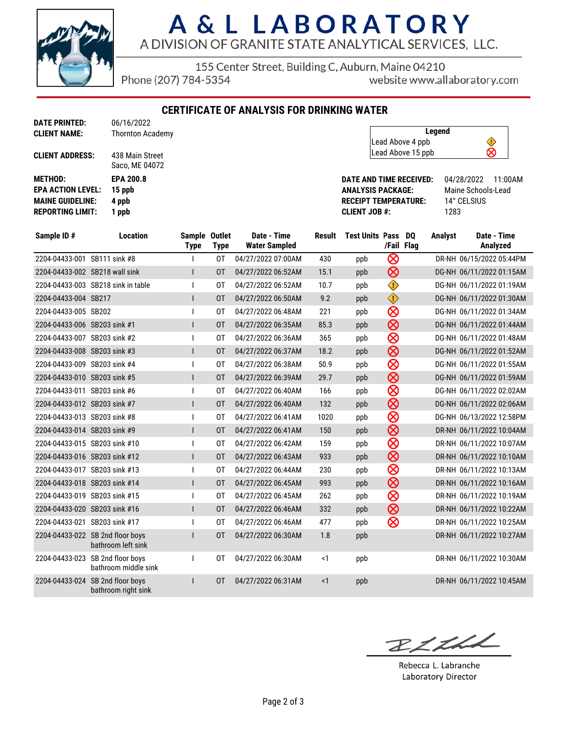# A & L LABORATORY

A DIVISION OF GRANITE STATE ANALYTICAL SERVICES, LLC.

155 Center Street, Building C, Auburn, Maine 04210
Phone (207) 784-5354
website www.allaboratory.com

## CERTIFICATE OF ANALYSIS FOR DRINKING WATER

**DATE PRINTED:** 06/16/2022
**CLIENT NAME:** Thornton Academy

**CLIENT ADDRESS:** 438 Main Street
Saco, ME 04072

**METHOD:** **EPA 200.8**
**EPA ACTION LEVEL:** **15 ppb**
**MAINE GUIDELINE:** **4 ppb**
**REPORTING LIMIT:** **1 ppb**

| Legend | |
|---|---|
| Lead Above 4 ppb | ⚠ |
| Lead Above 15 ppb | ⊗ |

**DATE AND TIME RECEIVED:** 04/28/2022 11:00AM
**ANALYSIS PACKAGE:** Maine Schools-Lead
**RECEIPT TEMPERATURE:** 14° CELSIUS
**CLIENT JOB #:** 1283

| Sample ID # | Location | Sample Type | Outlet Type | Date - Time Water Sampled | Result | Test Units | Pass /Fail | DQ Flag | Analyst | Date - Time Analyzed |
|---|---|---|---|---|---|---|---|---|---|---|
| 2204-04433-001 | SB111 sink #8 | I | OT | 04/27/2022 07:00AM | 430 | ppb | ⊗ | | DR-NH | 06/15/2022 05:44PM |
| 2204-04433-002 | SB218 wall sink | I | OT | 04/27/2022 06:52AM | 15.1 | ppb | ⊗ | | DG-NH | 06/11/2022 01:15AM |
| 2204-04433-003 | SB218 sink in table | I | OT | 04/27/2022 06:52AM | 10.7 | ppb | ⚠ | | DG-NH | 06/11/2022 01:19AM |
| 2204-04433-004 | SB217 | I | OT | 04/27/2022 06:50AM | 9.2 | ppb | ⚠ | | DG-NH | 06/11/2022 01:30AM |
| 2204-04433-005 | SB202 | I | OT | 04/27/2022 06:48AM | 221 | ppb | ⊗ | | DG-NH | 06/11/2022 01:34AM |
| 2204-04433-006 | SB203 sink #1 | I | OT | 04/27/2022 06:35AM | 85.3 | ppb | ⊗ | | DG-NH | 06/11/2022 01:44AM |
| 2204-04433-007 | SB203 sink #2 | I | OT | 04/27/2022 06:36AM | 365 | ppb | ⊗ | | DG-NH | 06/11/2022 01:48AM |
| 2204-04433-008 | SB203 sink #3 | I | OT | 04/27/2022 06:37AM | 18.2 | ppb | ⊗ | | DG-NH | 06/11/2022 01:52AM |
| 2204-04433-009 | SB203 sink #4 | I | OT | 04/27/2022 06:38AM | 50.9 | ppb | ⊗ | | DG-NH | 06/11/2022 01:55AM |
| 2204-04433-010 | SB203 sink #5 | I | OT | 04/27/2022 06:39AM | 29.7 | ppb | ⊗ | | DG-NH | 06/11/2022 01:59AM |
| 2204-04433-011 | SB203 sink #6 | I | OT | 04/27/2022 06:40AM | 166 | ppb | ⊗ | | DG-NH | 06/11/2022 02:02AM |
| 2204-04433-012 | SB203 sink #7 | I | OT | 04/27/2022 06:40AM | 132 | ppb | ⊗ | | DG-NH | 06/11/2022 02:06AM |
| 2204-04433-013 | SB203 sink #8 | I | OT | 04/27/2022 06:41AM | 1020 | ppb | ⊗ | | DG-NH | 06/13/2022 12:58PM |
| 2204-04433-014 | SB203 sink #9 | I | OT | 04/27/2022 06:41AM | 150 | ppb | ⊗ | | DR-NH | 06/11/2022 10:04AM |
| 2204-04433-015 | SB203 sink #10 | I | OT | 04/27/2022 06:42AM | 159 | ppb | ⊗ | | DR-NH | 06/11/2022 10:07AM |
| 2204-04433-016 | SB203 sink #12 | I | OT | 04/27/2022 06:43AM | 933 | ppb | ⊗ | | DR-NH | 06/11/2022 10:10AM |
| 2204-04433-017 | SB203 sink #13 | I | OT | 04/27/2022 06:44AM | 230 | ppb | ⊗ | | DR-NH | 06/11/2022 10:13AM |
| 2204-04433-018 | SB203 sink #14 | I | OT | 04/27/2022 06:45AM | 993 | ppb | ⊗ | | DR-NH | 06/11/2022 10:16AM |
| 2204-04433-019 | SB203 sink #15 | I | OT | 04/27/2022 06:45AM | 262 | ppb | ⊗ | | DR-NH | 06/11/2022 10:19AM |
| 2204-04433-020 | SB203 sink #16 | I | OT | 04/27/2022 06:46AM | 332 | ppb | ⊗ | | DR-NH | 06/11/2022 10:22AM |
| 2204-04433-021 | SB203 sink #17 | I | OT | 04/27/2022 06:46AM | 477 | ppb | ⊗ | | DR-NH | 06/11/2022 10:25AM |
| 2204-04433-022 | SB 2nd floor boys bathroom left sink | I | OT | 04/27/2022 06:30AM | 1.8 | ppb | | | DR-NH | 06/11/2022 10:27AM |
| 2204-04433-023 | SB 2nd floor boys bathroom middle sink | I | OT | 04/27/2022 06:30AM | <1 | ppb | | | DR-NH | 06/11/2022 10:30AM |
| 2204-04433-024 | SB 2nd floor boys bathroom right sink | I | OT | 04/27/2022 06:31AM | <1 | ppb | | | DR-NH | 06/11/2022 10:45AM |

Rebecca L. Labranche
Laboratory Director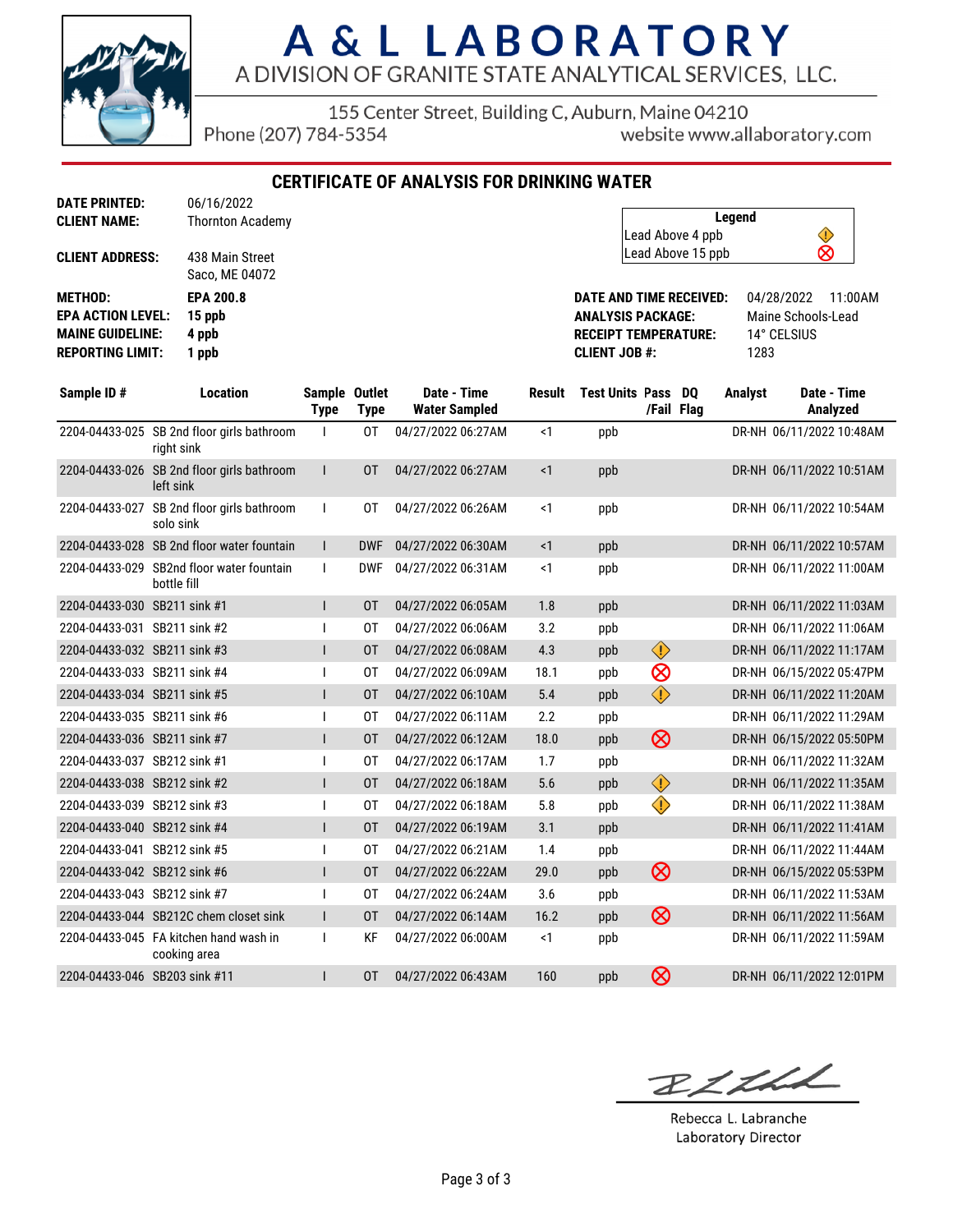# A & L LABORATORY

A DIVISION OF GRANITE STATE ANALYTICAL SERVICES, LLC.

155 Center Street, Building C, Auburn, Maine 04210

Phone (207) 784-5354 website www.allaboratory.com

## CERTIFICATE OF ANALYSIS FOR DRINKING WATER

**DATE PRINTED:** 06/16/2022

**CLIENT NAME:** Thornton Academy

**CLIENT ADDRESS:** 438 Main Street
Saco, ME 04072

**METHOD:** **EPA 200.8**

**EPA ACTION LEVEL:** **15 ppb**

**MAINE GUIDELINE:** **4 ppb**

**REPORTING LIMIT:** **1 ppb**

| Legend | |
|---|---|
| Lead Above 4 ppb | ⚠ |
| Lead Above 15 ppb | ⊗ |

**DATE AND TIME RECEIVED:** 04/28/2022 11:00AM

**ANALYSIS PACKAGE:** Maine Schools-Lead

**RECEIPT TEMPERATURE:** 14° CELSIUS

**CLIENT JOB #:** 1283

| Sample ID # | Location | Sample Type | Outlet Type | Date - Time Water Sampled | Result | Test Units | Pass /Fail | DQ Flag | Analyst | Date - Time Analyzed |
|---|---|---|---|---|---|---|---|---|---|---|
| 2204-04433-025 | SB 2nd floor girls bathroom right sink | I | OT | 04/27/2022 06:27AM | <1 | ppb | | | DR-NH | 06/11/2022 10:48AM |
| 2204-04433-026 | SB 2nd floor girls bathroom left sink | I | OT | 04/27/2022 06:27AM | <1 | ppb | | | DR-NH | 06/11/2022 10:51AM |
| 2204-04433-027 | SB 2nd floor girls bathroom solo sink | I | OT | 04/27/2022 06:26AM | <1 | ppb | | | DR-NH | 06/11/2022 10:54AM |
| 2204-04433-028 | SB 2nd floor water fountain | I | DWF | 04/27/2022 06:30AM | <1 | ppb | | | DR-NH | 06/11/2022 10:57AM |
| 2204-04433-029 | SB2nd floor water fountain bottle fill | I | DWF | 04/27/2022 06:31AM | <1 | ppb | | | DR-NH | 06/11/2022 11:00AM |
| 2204-04433-030 | SB211 sink #1 | I | OT | 04/27/2022 06:05AM | 1.8 | ppb | | | DR-NH | 06/11/2022 11:03AM |
| 2204-04433-031 | SB211 sink #2 | I | OT | 04/27/2022 06:06AM | 3.2 | ppb | | | DR-NH | 06/11/2022 11:06AM |
| 2204-04433-032 | SB211 sink #3 | I | OT | 04/27/2022 06:08AM | 4.3 | ppb | ⚠ | | DR-NH | 06/11/2022 11:17AM |
| 2204-04433-033 | SB211 sink #4 | I | OT | 04/27/2022 06:09AM | 18.1 | ppb | ⊗ | | DR-NH | 06/15/2022 05:47PM |
| 2204-04433-034 | SB211 sink #5 | I | OT | 04/27/2022 06:10AM | 5.4 | ppb | ⚠ | | DR-NH | 06/11/2022 11:20AM |
| 2204-04433-035 | SB211 sink #6 | I | OT | 04/27/2022 06:11AM | 2.2 | ppb | | | DR-NH | 06/11/2022 11:29AM |
| 2204-04433-036 | SB211 sink #7 | I | OT | 04/27/2022 06:12AM | 18.0 | ppb | ⊗ | | DR-NH | 06/15/2022 05:50PM |
| 2204-04433-037 | SB212 sink #1 | I | OT | 04/27/2022 06:17AM | 1.7 | ppb | | | DR-NH | 06/11/2022 11:32AM |
| 2204-04433-038 | SB212 sink #2 | I | OT | 04/27/2022 06:18AM | 5.6 | ppb | ⚠ | | DR-NH | 06/11/2022 11:35AM |
| 2204-04433-039 | SB212 sink #3 | I | OT | 04/27/2022 06:18AM | 5.8 | ppb | ⚠ | | DR-NH | 06/11/2022 11:38AM |
| 2204-04433-040 | SB212 sink #4 | I | OT | 04/27/2022 06:19AM | 3.1 | ppb | | | DR-NH | 06/11/2022 11:41AM |
| 2204-04433-041 | SB212 sink #5 | I | OT | 04/27/2022 06:21AM | 1.4 | ppb | | | DR-NH | 06/11/2022 11:44AM |
| 2204-04433-042 | SB212 sink #6 | I | OT | 04/27/2022 06:22AM | 29.0 | ppb | ⊗ | | DR-NH | 06/15/2022 05:53PM |
| 2204-04433-043 | SB212 sink #7 | I | OT | 04/27/2022 06:24AM | 3.6 | ppb | | | DR-NH | 06/11/2022 11:53AM |
| 2204-04433-044 | SB212C chem closet sink | I | OT | 04/27/2022 06:14AM | 16.2 | ppb | ⊗ | | DR-NH | 06/11/2022 11:56AM |
| 2204-04433-045 | FA kitchen hand wash in cooking area | I | KF | 04/27/2022 06:00AM | <1 | ppb | | | DR-NH | 06/11/2022 11:59AM |
| 2204-04433-046 | SB203 sink #11 | I | OT | 04/27/2022 06:43AM | 160 | ppb | ⊗ | | DR-NH | 06/11/2022 12:01PM |

Rebecca L. Labranche
Laboratory Director